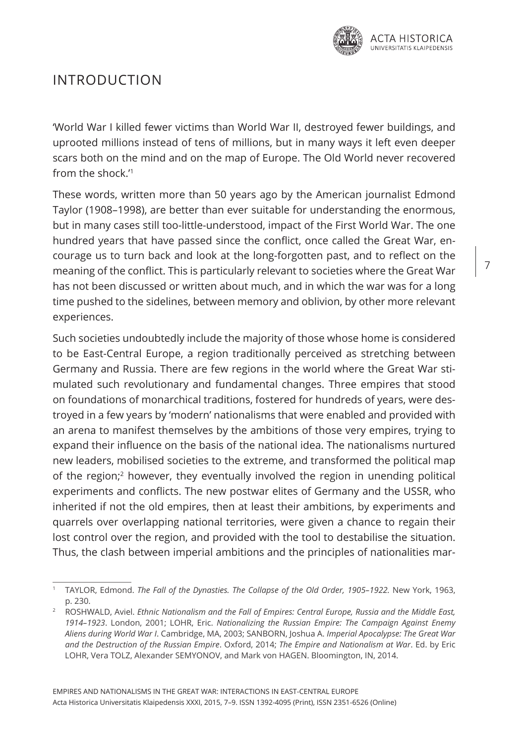# INTRODUCTION

'World War I killed fewer victims than World War II, destroyed fewer buildings, and uprooted millions instead of tens of millions, but in many ways it left even deeper scars both on the mind and on the map of Europe. The Old World never recovered from the shock.'[1]

These words, written more than 50 years ago by the American journalist Edmond Taylor (1908–1998), are better than ever suitable for understanding the enormous, but in many cases still too-little-understood, impact of the First World War. The one hundred years that have passed since the conflict, once called the Great War, encourage us to turn back and look at the long-forgotten past, and to reflect on the meaning of the conflict. This is particularly relevant to societies where the Great War has not been discussed or written about much, and in which the war was for a long time pushed to the sidelines, between memory and oblivion, by other more relevant experiences.

Such societies undoubtedly include the majority of those whose home is considered to be East-Central Europe, a region traditionally perceived as stretching between Germany and Russia. There are few regions in the world where the Great War stimulated such revolutionary and fundamental changes. Three empires that stood on foundations of monarchical traditions, fostered for hundreds of years, were destroyed in a few years by 'modern' nationalisms that were enabled and provided with an arena to manifest themselves by the ambitions of those very empires, trying to expand their influence on the basis of the national idea. The nationalisms nurtured new leaders, mobilised societies to the extreme, and transformed the political map of the region;[2] however, they eventually involved the region in unending political experiments and conflicts. The new postwar elites of Germany and the USSR, who inherited if not the old empires, then at least their ambitions, by experiments and quarrels over overlapping national territories, were given a chance to regain their lost control over the region, and provided with the tool to destabilise the situation. Thus, the clash between imperial ambitions and the principles of nationalities mar-

---

[1] TAYLOR, Edmond. *The Fall of the Dynasties. The Collapse of the Old Order, 1905–1922.* New York, 1963, p. 230.

[2] ROSHWALD, Aviel. *Ethnic Nationalism and the Fall of Empires: Central Europe, Russia and the Middle East, 1914–1923*. London, 2001; LOHR, Eric. *Nationalizing the Russian Empire: The Campaign Against Enemy Aliens during World War I*. Cambridge, MA, 2003; SANBORN, Joshua A. *Imperial Apocalypse: The Great War and the Destruction of the Russian Empire*. Oxford, 2014; *The Empire and Nationalism at War*. Ed. by Eric LOHR, Vera TOLZ, Alexander SEMYONOV, and Mark von HAGEN. Bloomington, IN, 2014.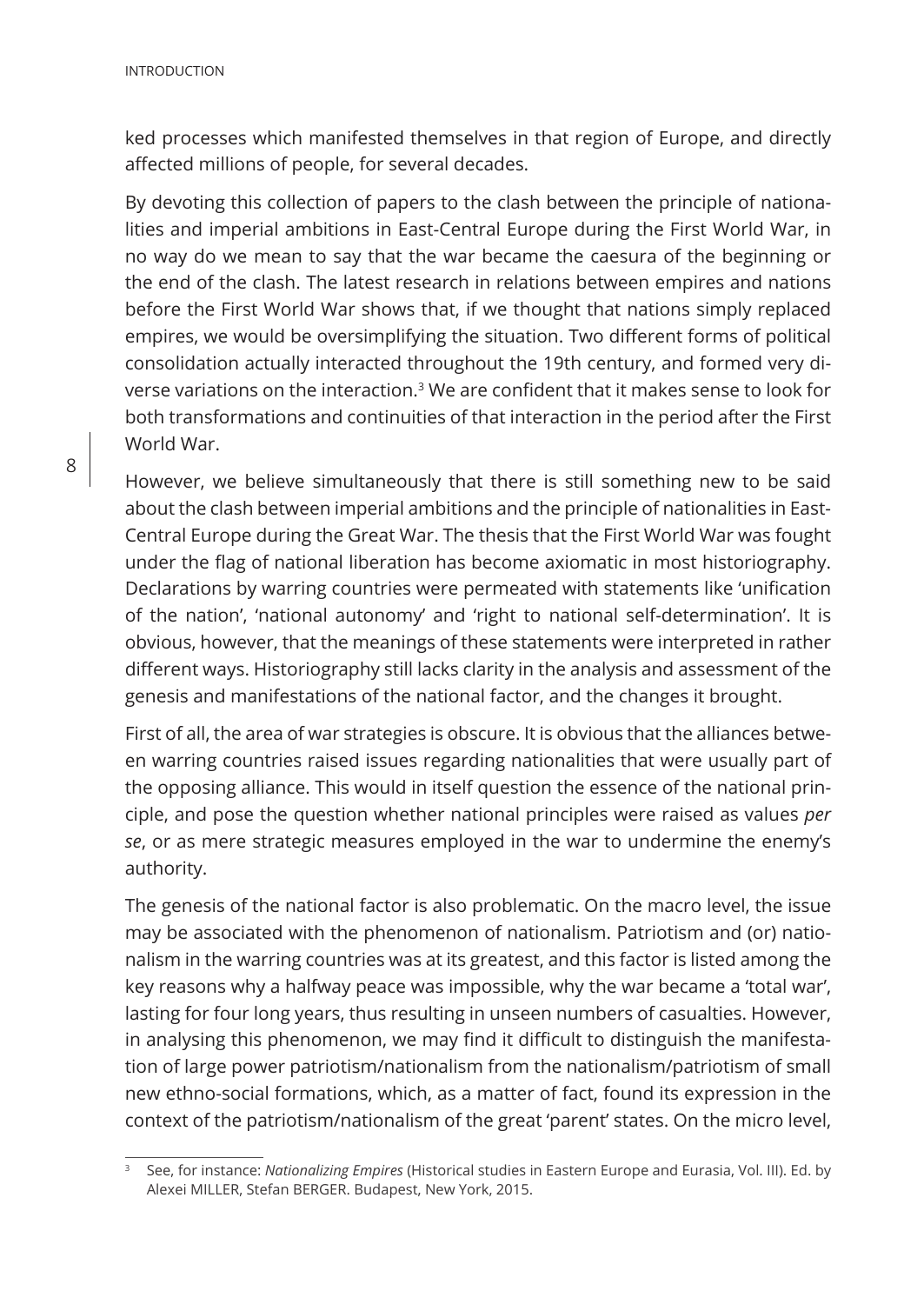ked processes which manifested themselves in that region of Europe, and directly affected millions of people, for several decades.

By devoting this collection of papers to the clash between the principle of nationalities and imperial ambitions in East-Central Europe during the First World War, in no way do we mean to say that the war became the caesura of the beginning or the end of the clash. The latest research in relations between empires and nations before the First World War shows that, if we thought that nations simply replaced empires, we would be oversimplifying the situation. Two different forms of political consolidation actually interacted throughout the 19th century, and formed very diverse variations on the interaction.[3] We are confident that it makes sense to look for both transformations and continuities of that interaction in the period after the First World War.

However, we believe simultaneously that there is still something new to be said about the clash between imperial ambitions and the principle of nationalities in East-Central Europe during the Great War. The thesis that the First World War was fought under the flag of national liberation has become axiomatic in most historiography. Declarations by warring countries were permeated with statements like 'unification of the nation', 'national autonomy' and 'right to national self-determination'. It is obvious, however, that the meanings of these statements were interpreted in rather different ways. Historiography still lacks clarity in the analysis and assessment of the genesis and manifestations of the national factor, and the changes it brought.

First of all, the area of war strategies is obscure. It is obvious that the alliances between warring countries raised issues regarding nationalities that were usually part of the opposing alliance. This would in itself question the essence of the national principle, and pose the question whether national principles were raised as values *per se*, or as mere strategic measures employed in the war to undermine the enemy's authority.

The genesis of the national factor is also problematic. On the macro level, the issue may be associated with the phenomenon of nationalism. Patriotism and (or) nationalism in the warring countries was at its greatest, and this factor is listed among the key reasons why a halfway peace was impossible, why the war became a 'total war', lasting for four long years, thus resulting in unseen numbers of casualties. However, in analysing this phenomenon, we may find it difficult to distinguish the manifestation of large power patriotism/nationalism from the nationalism/patriotism of small new ethno-social formations, which, as a matter of fact, found its expression in the context of the patriotism/nationalism of the great 'parent' states. On the micro level,

[3] See, for instance: *Nationalizing Empires* (Historical studies in Eastern Europe and Eurasia, Vol. III). Ed. by Alexei MILLER, Stefan BERGER. Budapest, New York, 2015.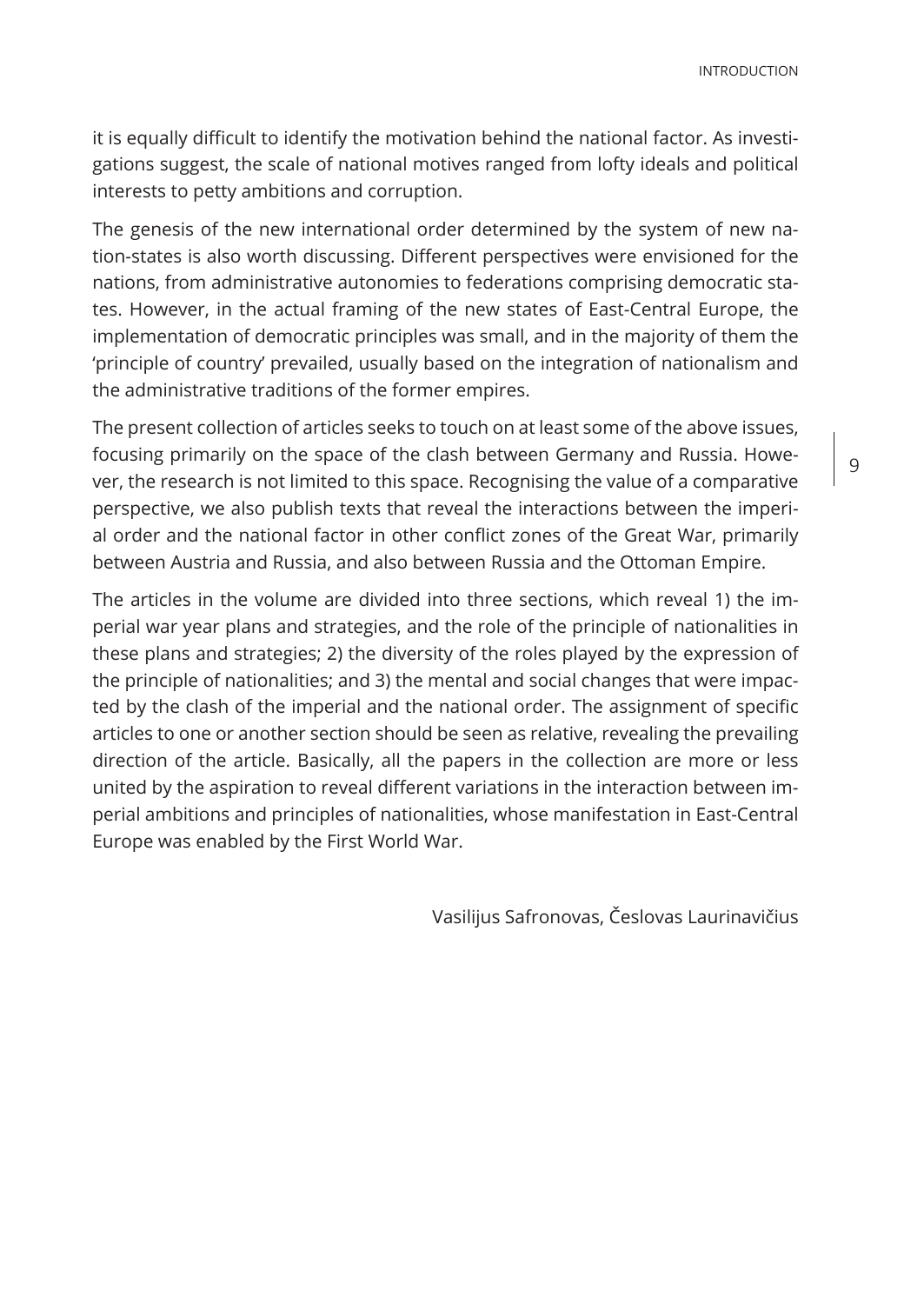it is equally difficult to identify the motivation behind the national factor. As investigations suggest, the scale of national motives ranged from lofty ideals and political interests to petty ambitions and corruption.

The genesis of the new international order determined by the system of new nation-states is also worth discussing. Different perspectives were envisioned for the nations, from administrative autonomies to federations comprising democratic states. However, in the actual framing of the new states of East-Central Europe, the implementation of democratic principles was small, and in the majority of them the 'principle of country' prevailed, usually based on the integration of nationalism and the administrative traditions of the former empires.

The present collection of articles seeks to touch on at least some of the above issues, focusing primarily on the space of the clash between Germany and Russia. However, the research is not limited to this space. Recognising the value of a comparative perspective, we also publish texts that reveal the interactions between the imperial order and the national factor in other conflict zones of the Great War, primarily between Austria and Russia, and also between Russia and the Ottoman Empire.

The articles in the volume are divided into three sections, which reveal 1) the imperial war year plans and strategies, and the role of the principle of nationalities in these plans and strategies; 2) the diversity of the roles played by the expression of the principle of nationalities; and 3) the mental and social changes that were impacted by the clash of the imperial and the national order. The assignment of specific articles to one or another section should be seen as relative, revealing the prevailing direction of the article. Basically, all the papers in the collection are more or less united by the aspiration to reveal different variations in the interaction between imperial ambitions and principles of nationalities, whose manifestation in East-Central Europe was enabled by the First World War.

Vasilijus Safronovas, Česlovas Laurinavičius